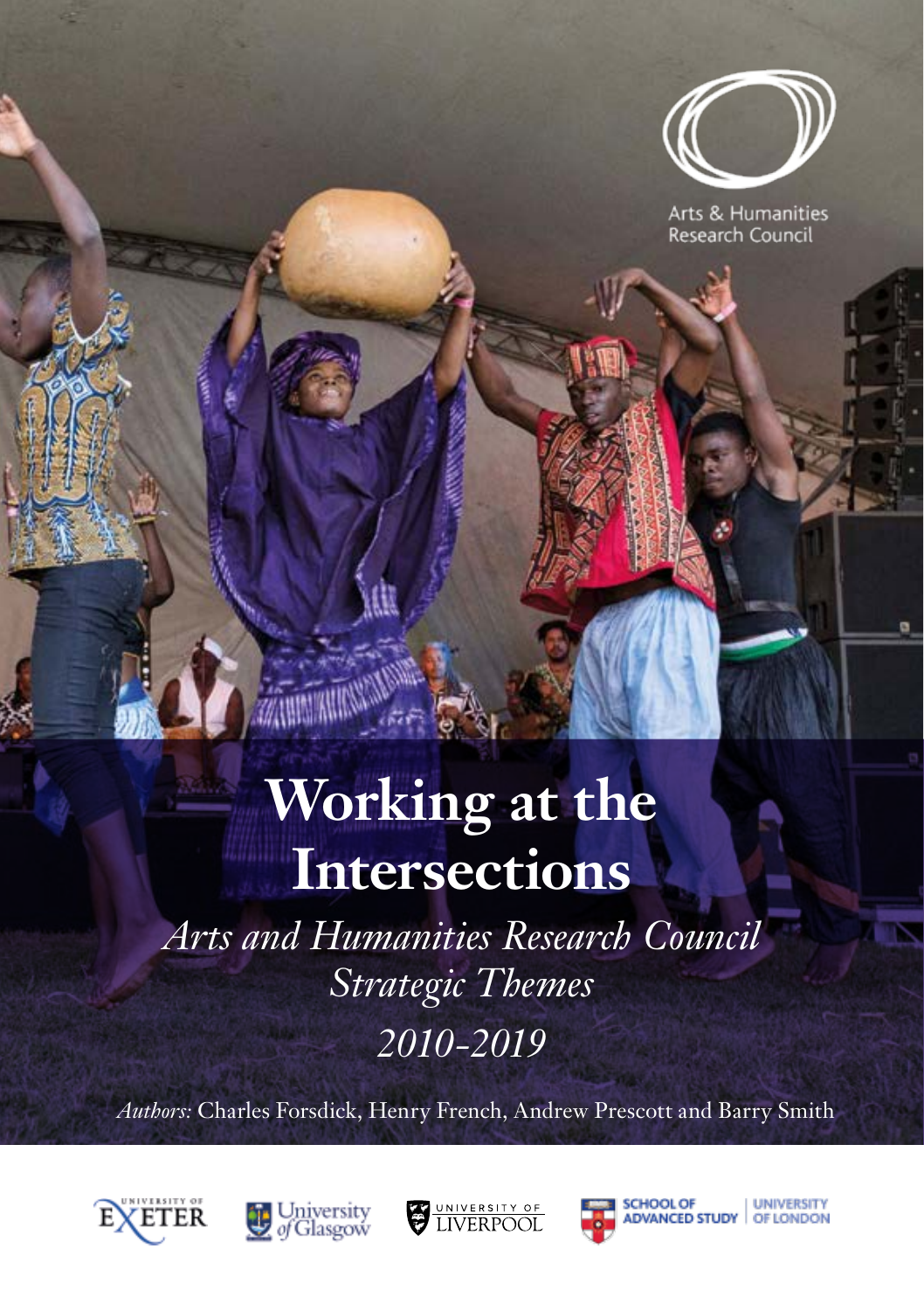Arts & Humanities Research Council

# Working at the Intersections

*Arts and Humanities Research Council Strategic Themes 2010-2019*

*Authors:* Charles Forsdick, Henry French, Andrew Prescott and Barry Smith

University of Exeter | University of Glasgow | University of Liverpool | School of Advanced Study, University of London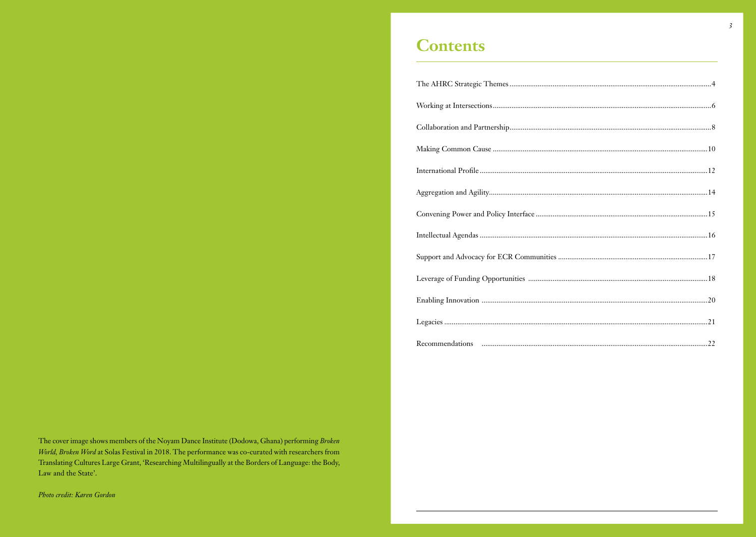The cover image shows members of the Noyam Dance Institute (Dodowa, Ghana) performing *Broken World, Broken Word* at Solas Festival in 2018. The performance was co-curated with researchers from Translating Cultures Large Grant, 'Researching Multilingually at the Borders of Language: the Body, Law and the State'.

*Photo credit: Karen Gordon*

# Contents

| | |
|---|---|
| The AHRC Strategic Themes | 4 |
| Working at Intersections | 6 |
| Collaboration and Partnership | 8 |
| Making Common Cause | 10 |
| International Profile | 12 |
| Aggregation and Agility | 14 |
| Convening Power and Policy Interface | 15 |
| Intellectual Agendas | 16 |
| Support and Advocacy for ECR Communities | 17 |
| Leverage of Funding Opportunities | 18 |
| Enabling Innovation | 20 |
| Legacies | 21 |
| Recommendations | 22 |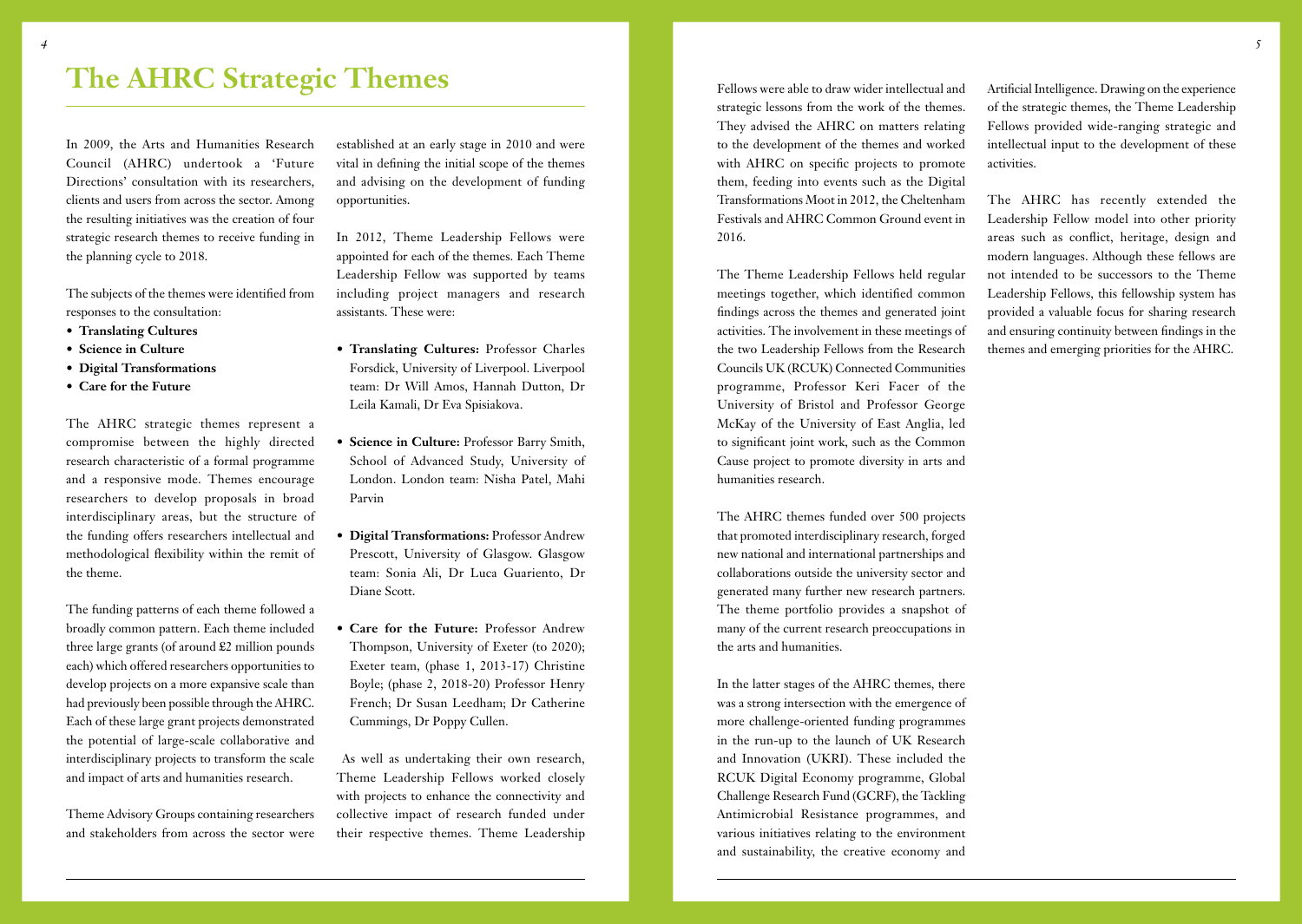# The AHRC Strategic Themes

In 2009, the Arts and Humanities Research Council (AHRC) undertook a 'Future Directions' consultation with its researchers, clients and users from across the sector. Among the resulting initiatives was the creation of four strategic research themes to receive funding in the planning cycle to 2018.

The subjects of the themes were identified from responses to the consultation:

- **Translating Cultures**
- **Science in Culture**
- **Digital Transformations**
- **Care for the Future**

The AHRC strategic themes represent a compromise between the highly directed research characteristic of a formal programme and a responsive mode. Themes encourage researchers to develop proposals in broad interdisciplinary areas, but the structure of the funding offers researchers intellectual and methodological flexibility within the remit of the theme.

The funding patterns of each theme followed a broadly common pattern. Each theme included three large grants (of around £2 million pounds each) which offered researchers opportunities to develop projects on a more expansive scale than had previously been possible through the AHRC. Each of these large grant projects demonstrated the potential of large-scale collaborative and interdisciplinary projects to transform the scale and impact of arts and humanities research.

Theme Advisory Groups containing researchers and stakeholders from across the sector were established at an early stage in 2010 and were vital in defining the initial scope of the themes and advising on the development of funding opportunities.

In 2012, Theme Leadership Fellows were appointed for each of the themes. Each Theme Leadership Fellow was supported by teams including project managers and research assistants. These were:

- **Translating Cultures:** Professor Charles Forsdick, University of Liverpool. Liverpool team: Dr Will Amos, Hannah Dutton, Dr Leila Kamali, Dr Eva Spisiakova.
- **Science in Culture:** Professor Barry Smith, School of Advanced Study, University of London. London team: Nisha Patel, Mahi Parvin
- **Digital Transformations:** Professor Andrew Prescott, University of Glasgow. Glasgow team: Sonia Ali, Dr Luca Guariento, Dr Diane Scott.
- **Care for the Future:** Professor Andrew Thompson, University of Exeter (to 2020); Exeter team, (phase 1, 2013-17) Christine Boyle; (phase 2, 2018-20) Professor Henry French; Dr Susan Leedham; Dr Catherine Cummings, Dr Poppy Cullen.

As well as undertaking their own research, Theme Leadership Fellows worked closely with projects to enhance the connectivity and collective impact of research funded under their respective themes. Theme Leadership Fellows were able to draw wider intellectual and strategic lessons from the work of the themes. They advised the AHRC on matters relating to the development of the themes and worked with AHRC on specific projects to promote them, feeding into events such as the Digital Transformations Moot in 2012, the Cheltenham Festivals and AHRC Common Ground event in 2016.

The Theme Leadership Fellows held regular meetings together, which identified common findings across the themes and generated joint activities. The involvement in these meetings of the two Leadership Fellows from the Research Councils UK (RCUK) Connected Communities programme, Professor Keri Facer of the University of Bristol and Professor George McKay of the University of East Anglia, led to significant joint work, such as the Common Cause project to promote diversity in arts and humanities research.

The AHRC themes funded over 500 projects that promoted interdisciplinary research, forged new national and international partnerships and collaborations outside the university sector and generated many further new research partners. The theme portfolio provides a snapshot of many of the current research preoccupations in the arts and humanities.

In the latter stages of the AHRC themes, there was a strong intersection with the emergence of more challenge-oriented funding programmes in the run-up to the launch of UK Research and Innovation (UKRI). These included the RCUK Digital Economy programme, Global Challenge Research Fund (GCRF), the Tackling Antimicrobial Resistance programmes, and various initiatives relating to the environment and sustainability, the creative economy and Artificial Intelligence. Drawing on the experience of the strategic themes, the Theme Leadership Fellows provided wide-ranging strategic and intellectual input to the development of these activities.

The AHRC has recently extended the Leadership Fellow model into other priority areas such as conflict, heritage, design and modern languages. Although these fellows are not intended to be successors to the Theme Leadership Fellows, this fellowship system has provided a valuable focus for sharing research and ensuring continuity between findings in the themes and emerging priorities for the AHRC.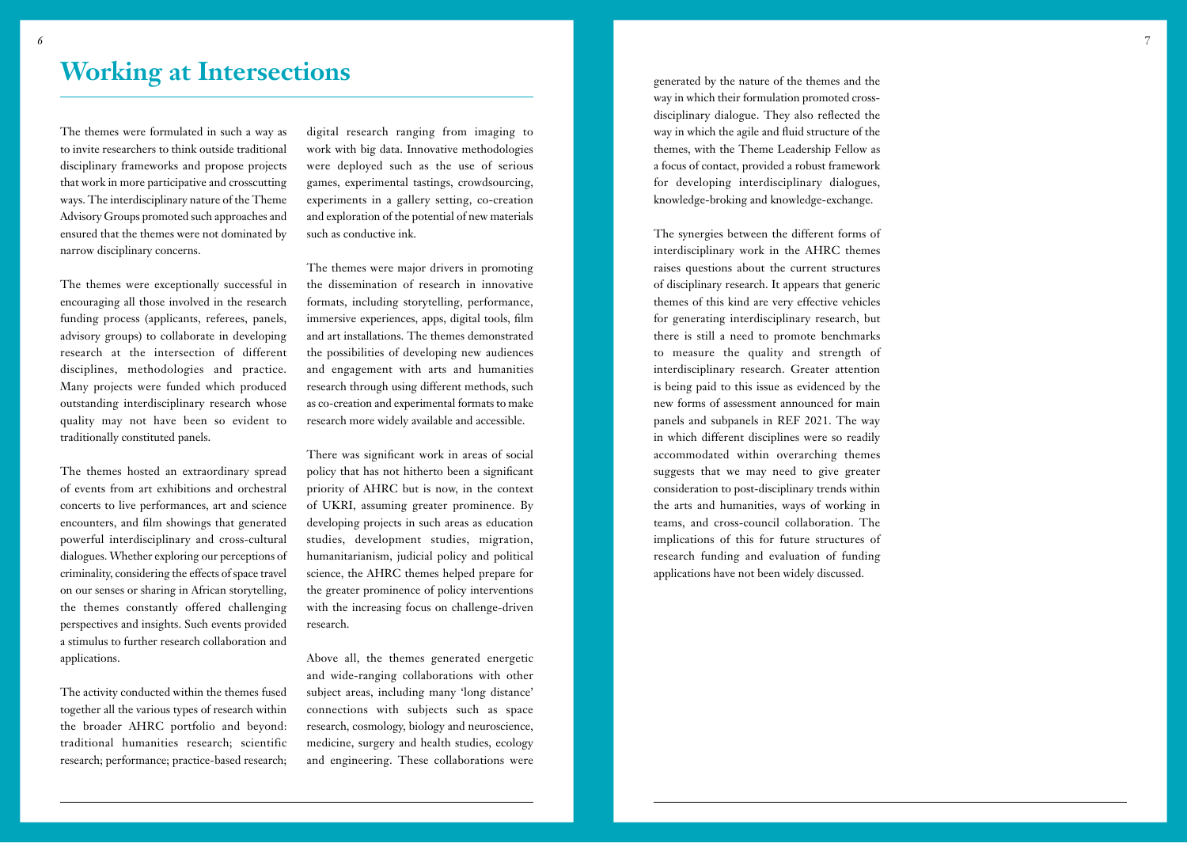# Working at Intersections

The themes were formulated in such a way as to invite researchers to think outside traditional disciplinary frameworks and propose projects that work in more participative and crosscutting ways. The interdisciplinary nature of the Theme Advisory Groups promoted such approaches and ensured that the themes were not dominated by narrow disciplinary concerns.

The themes were exceptionally successful in encouraging all those involved in the research funding process (applicants, referees, panels, advisory groups) to collaborate in developing research at the intersection of different disciplines, methodologies and practice. Many projects were funded which produced outstanding interdisciplinary research whose quality may not have been so evident to traditionally constituted panels.

The themes hosted an extraordinary spread of events from art exhibitions and orchestral concerts to live performances, art and science encounters, and film showings that generated powerful interdisciplinary and cross-cultural dialogues. Whether exploring our perceptions of criminality, considering the effects of space travel on our senses or sharing in African storytelling, the themes constantly offered challenging perspectives and insights. Such events provided a stimulus to further research collaboration and applications.

The activity conducted within the themes fused together all the various types of research within the broader AHRC portfolio and beyond: traditional humanities research; scientific research; performance; practice-based research; digital research ranging from imaging to work with big data. Innovative methodologies were deployed such as the use of serious games, experimental tastings, crowdsourcing, experiments in a gallery setting, co-creation and exploration of the potential of new materials such as conductive ink.

The themes were major drivers in promoting the dissemination of research in innovative formats, including storytelling, performance, immersive experiences, apps, digital tools, film and art installations. The themes demonstrated the possibilities of developing new audiences and engagement with arts and humanities research through using different methods, such as co-creation and experimental formats to make research more widely available and accessible.

There was significant work in areas of social policy that has not hitherto been a significant priority of AHRC but is now, in the context of UKRI, assuming greater prominence. By developing projects in such areas as education studies, development studies, migration, humanitarianism, judicial policy and political science, the AHRC themes helped prepare for the greater prominence of policy interventions with the increasing focus on challenge-driven research.

Above all, the themes generated energetic and wide-ranging collaborations with other subject areas, including many 'long distance' connections with subjects such as space research, cosmology, biology and neuroscience, medicine, surgery and health studies, ecology and engineering. These collaborations were generated by the nature of the themes and the way in which their formulation promoted cross-disciplinary dialogue. They also reflected the way in which the agile and fluid structure of the themes, with the Theme Leadership Fellow as a focus of contact, provided a robust framework for developing interdisciplinary dialogues, knowledge-broking and knowledge-exchange.

The synergies between the different forms of interdisciplinary work in the AHRC themes raises questions about the current structures of disciplinary research. It appears that generic themes of this kind are very effective vehicles for generating interdisciplinary research, but there is still a need to promote benchmarks to measure the quality and strength of interdisciplinary research. Greater attention is being paid to this issue as evidenced by the new forms of assessment announced for main panels and subpanels in REF 2021. The way in which different disciplines were so readily accommodated within overarching themes suggests that we may need to give greater consideration to post-disciplinary trends within the arts and humanities, ways of working in teams, and cross-council collaboration. The implications of this for future structures of research funding and evaluation of funding applications have not been widely discussed.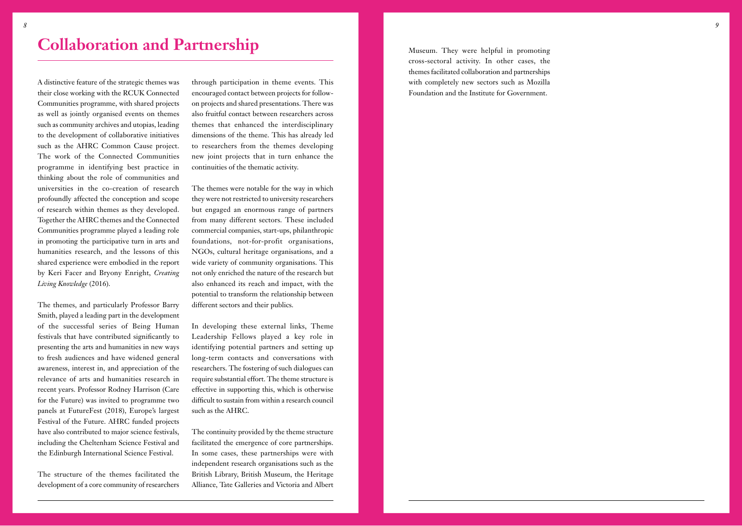# Collaboration and Partnership

A distinctive feature of the strategic themes was their close working with the RCUK Connected Communities programme, with shared projects as well as jointly organised events on themes such as community archives and utopias, leading to the development of collaborative initiatives such as the AHRC Common Cause project. The work of the Connected Communities programme in identifying best practice in thinking about the role of communities and universities in the co-creation of research profoundly affected the conception and scope of research within themes as they developed. Together the AHRC themes and the Connected Communities programme played a leading role in promoting the participative turn in arts and humanities research, and the lessons of this shared experience were embodied in the report by Keri Facer and Bryony Enright, *Creating Living Knowledge* (2016).

The themes, and particularly Professor Barry Smith, played a leading part in the development of the successful series of Being Human festivals that have contributed significantly to presenting the arts and humanities in new ways to fresh audiences and have widened general awareness, interest in, and appreciation of the relevance of arts and humanities research in recent years. Professor Rodney Harrison (Care for the Future) was invited to programme two panels at FutureFest (2018), Europe's largest Festival of the Future. AHRC funded projects have also contributed to major science festivals, including the Cheltenham Science Festival and the Edinburgh International Science Festival.

The structure of the themes facilitated the development of a core community of researchers through participation in theme events. This encouraged contact between projects for follow-on projects and shared presentations. There was also fruitful contact between researchers across themes that enhanced the interdisciplinary dimensions of the theme. This has already led to researchers from the themes developing new joint projects that in turn enhance the continuities of the thematic activity.

The themes were notable for the way in which they were not restricted to university researchers but engaged an enormous range of partners from many different sectors. These included commercial companies, start-ups, philanthropic foundations, not-for-profit organisations, NGOs, cultural heritage organisations, and a wide variety of community organisations. This not only enriched the nature of the research but also enhanced its reach and impact, with the potential to transform the relationship between different sectors and their publics.

In developing these external links, Theme Leadership Fellows played a key role in identifying potential partners and setting up long-term contacts and conversations with researchers. The fostering of such dialogues can require substantial effort. The theme structure is effective in supporting this, which is otherwise difficult to sustain from within a research council such as the AHRC.

The continuity provided by the theme structure facilitated the emergence of core partnerships. In some cases, these partnerships were with independent research organisations such as the British Library, British Museum, the Heritage Alliance, Tate Galleries and Victoria and Albert Museum. They were helpful in promoting cross-sectoral activity. In other cases, the themes facilitated collaboration and partnerships with completely new sectors such as Mozilla Foundation and the Institute for Government.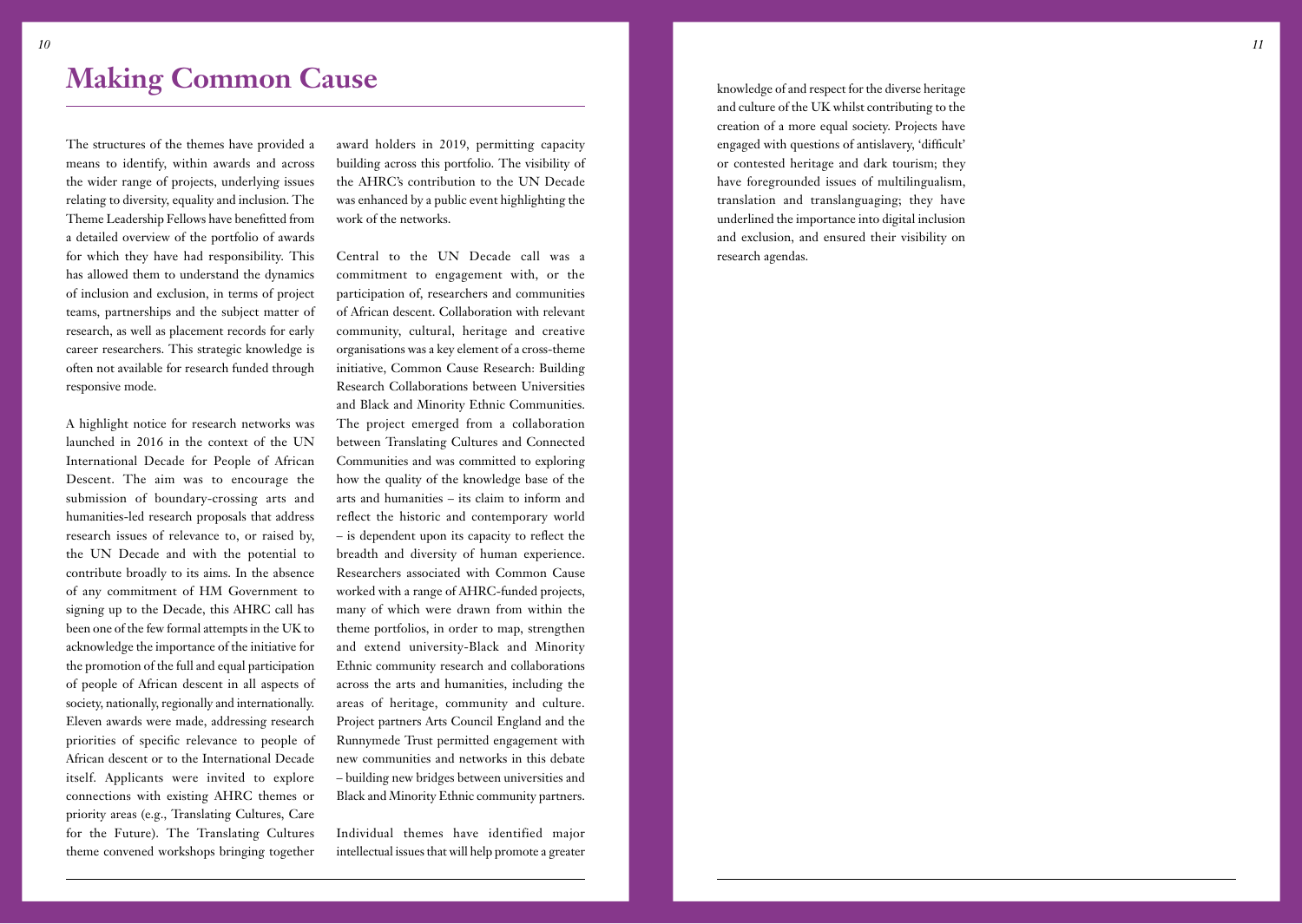# Making Common Cause

The structures of the themes have provided a means to identify, within awards and across the wider range of projects, underlying issues relating to diversity, equality and inclusion. The Theme Leadership Fellows have benefitted from a detailed overview of the portfolio of awards for which they have had responsibility. This has allowed them to understand the dynamics of inclusion and exclusion, in terms of project teams, partnerships and the subject matter of research, as well as placement records for early career researchers. This strategic knowledge is often not available for research funded through responsive mode.

A highlight notice for research networks was launched in 2016 in the context of the UN International Decade for People of African Descent. The aim was to encourage the submission of boundary-crossing arts and humanities-led research proposals that address research issues of relevance to, or raised by, the UN Decade and with the potential to contribute broadly to its aims. In the absence of any commitment of HM Government to signing up to the Decade, this AHRC call has been one of the few formal attempts in the UK to acknowledge the importance of the initiative for the promotion of the full and equal participation of people of African descent in all aspects of society, nationally, regionally and internationally. Eleven awards were made, addressing research priorities of specific relevance to people of African descent or to the International Decade itself. Applicants were invited to explore connections with existing AHRC themes or priority areas (e.g., Translating Cultures, Care for the Future). The Translating Cultures theme convened workshops bringing together award holders in 2019, permitting capacity building across this portfolio. The visibility of the AHRC's contribution to the UN Decade was enhanced by a public event highlighting the work of the networks.

Central to the UN Decade call was a commitment to engagement with, or the participation of, researchers and communities of African descent. Collaboration with relevant community, cultural, heritage and creative organisations was a key element of a cross-theme initiative, Common Cause Research: Building Research Collaborations between Universities and Black and Minority Ethnic Communities. The project emerged from a collaboration between Translating Cultures and Connected Communities and was committed to exploring how the quality of the knowledge base of the arts and humanities – its claim to inform and reflect the historic and contemporary world – is dependent upon its capacity to reflect the breadth and diversity of human experience. Researchers associated with Common Cause worked with a range of AHRC-funded projects, many of which were drawn from within the theme portfolios, in order to map, strengthen and extend university-Black and Minority Ethnic community research and collaborations across the arts and humanities, including the areas of heritage, community and culture. Project partners Arts Council England and the Runnymede Trust permitted engagement with new communities and networks in this debate – building new bridges between universities and Black and Minority Ethnic community partners.

Individual themes have identified major intellectual issues that will help promote a greater knowledge of and respect for the diverse heritage and culture of the UK whilst contributing to the creation of a more equal society. Projects have engaged with questions of antislavery, 'difficult' or contested heritage and dark tourism; they have foregrounded issues of multilingualism, translation and translanguaging; they have underlined the importance into digital inclusion and exclusion, and ensured their visibility on research agendas.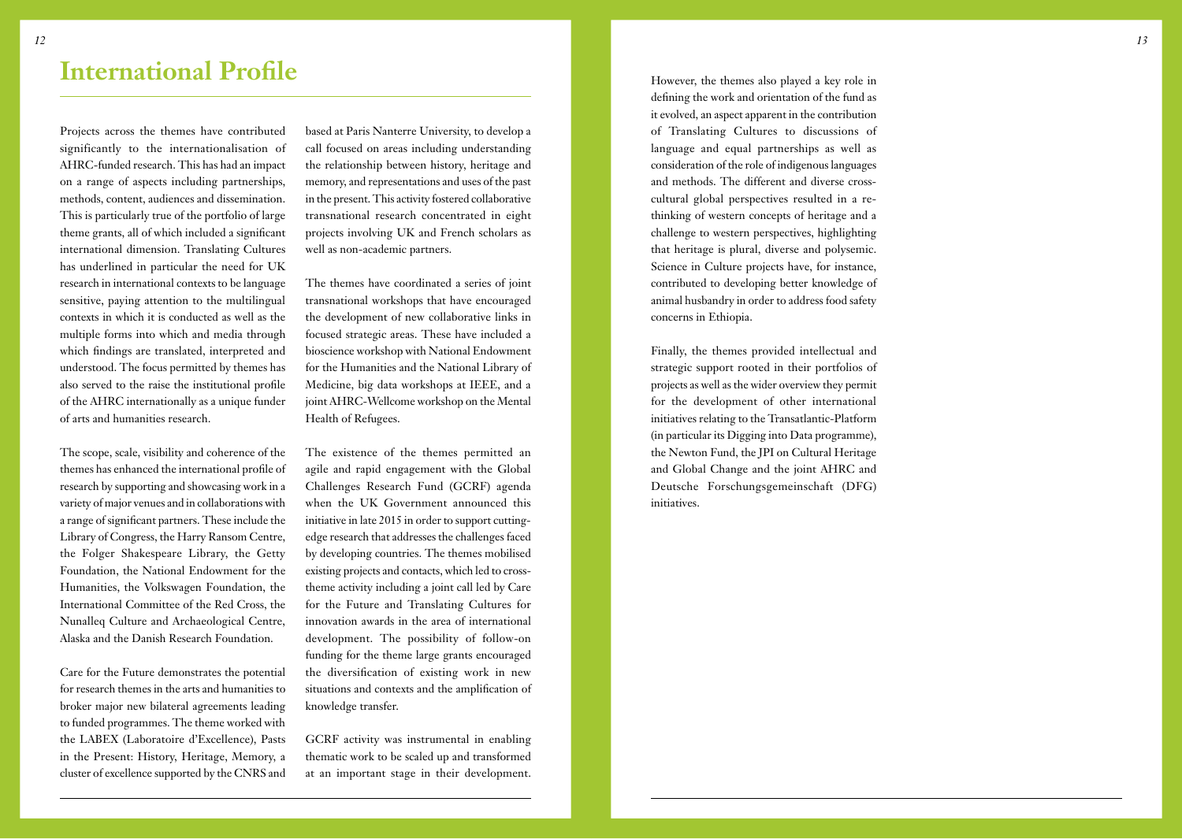# International Profile

Projects across the themes have contributed significantly to the internationalisation of AHRC-funded research. This has had an impact on a range of aspects including partnerships, methods, content, audiences and dissemination. This is particularly true of the portfolio of large theme grants, all of which included a significant international dimension. Translating Cultures has underlined in particular the need for UK research in international contexts to be language sensitive, paying attention to the multilingual contexts in which it is conducted as well as the multiple forms into which and media through which findings are translated, interpreted and understood. The focus permitted by themes has also served to the raise the institutional profile of the AHRC internationally as a unique funder of arts and humanities research.

The scope, scale, visibility and coherence of the themes has enhanced the international profile of research by supporting and showcasing work in a variety of major venues and in collaborations with a range of significant partners. These include the Library of Congress, the Harry Ransom Centre, the Folger Shakespeare Library, the Getty Foundation, the National Endowment for the Humanities, the Volkswagen Foundation, the International Committee of the Red Cross, the Nunalleq Culture and Archaeological Centre, Alaska and the Danish Research Foundation.

Care for the Future demonstrates the potential for research themes in the arts and humanities to broker major new bilateral agreements leading to funded programmes. The theme worked with the LABEX (Laboratoire d'Excellence), Pasts in the Present: History, Heritage, Memory, a cluster of excellence supported by the CNRS and based at Paris Nanterre University, to develop a call focused on areas including understanding the relationship between history, heritage and memory, and representations and uses of the past in the present. This activity fostered collaborative transnational research concentrated in eight projects involving UK and French scholars as well as non-academic partners.

The themes have coordinated a series of joint transnational workshops that have encouraged the development of new collaborative links in focused strategic areas. These have included a bioscience workshop with National Endowment for the Humanities and the National Library of Medicine, big data workshops at IEEE, and a joint AHRC-Wellcome workshop on the Mental Health of Refugees.

The existence of the themes permitted an agile and rapid engagement with the Global Challenges Research Fund (GCRF) agenda when the UK Government announced this initiative in late 2015 in order to support cutting-edge research that addresses the challenges faced by developing countries. The themes mobilised existing projects and contacts, which led to cross-theme activity including a joint call led by Care for the Future and Translating Cultures for innovation awards in the area of international development. The possibility of follow-on funding for the theme large grants encouraged the diversification of existing work in new situations and contexts and the amplification of knowledge transfer.

GCRF activity was instrumental in enabling thematic work to be scaled up and transformed at an important stage in their development. However, the themes also played a key role in defining the work and orientation of the fund as it evolved, an aspect apparent in the contribution of Translating Cultures to discussions of language and equal partnerships as well as consideration of the role of indigenous languages and methods. The different and diverse cross-cultural global perspectives resulted in a re-thinking of western concepts of heritage and a challenge to western perspectives, highlighting that heritage is plural, diverse and polysemic. Science in Culture projects have, for instance, contributed to developing better knowledge of animal husbandry in order to address food safety concerns in Ethiopia.

Finally, the themes provided intellectual and strategic support rooted in their portfolios of projects as well as the wider overview they permit for the development of other international initiatives relating to the Transatlantic-Platform (in particular its Digging into Data programme), the Newton Fund, the JPI on Cultural Heritage and Global Change and the joint AHRC and Deutsche Forschungsgemeinschaft (DFG) initiatives.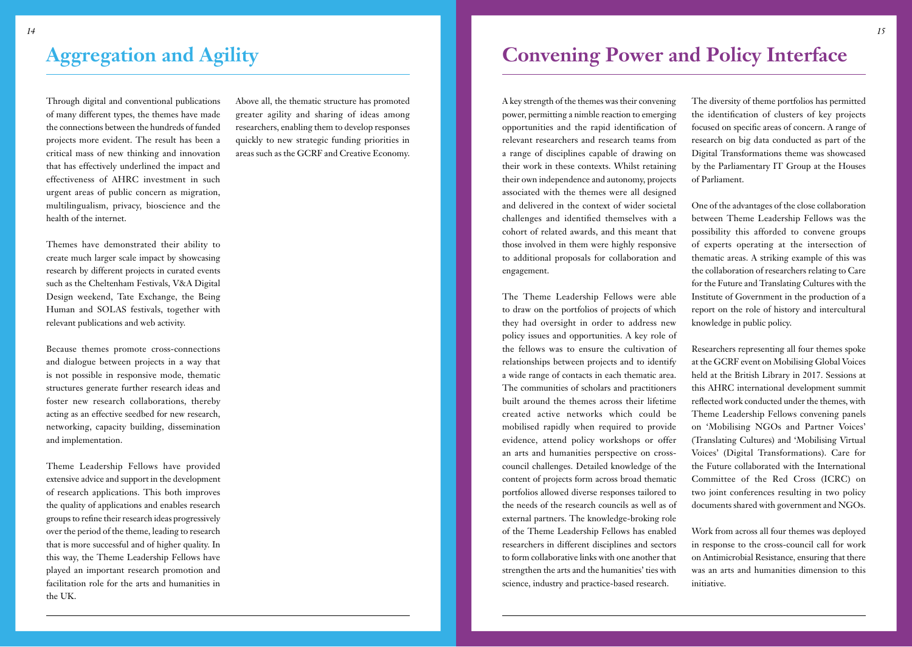# Aggregation and Agility

Through digital and conventional publications of many different types, the themes have made the connections between the hundreds of funded projects more evident. The result has been a critical mass of new thinking and innovation that has effectively underlined the impact and effectiveness of AHRC investment in such urgent areas of public concern as migration, multilingualism, privacy, bioscience and the health of the internet.

Themes have demonstrated their ability to create much larger scale impact by showcasing research by different projects in curated events such as the Cheltenham Festivals, V&A Digital Design weekend, Tate Exchange, the Being Human and SOLAS festivals, together with relevant publications and web activity.

Because themes promote cross-connections and dialogue between projects in a way that is not possible in responsive mode, thematic structures generate further research ideas and foster new research collaborations, thereby acting as an effective seedbed for new research, networking, capacity building, dissemination and implementation.

Theme Leadership Fellows have provided extensive advice and support in the development of research applications. This both improves the quality of applications and enables research groups to refine their research ideas progressively over the period of the theme, leading to research that is more successful and of higher quality. In this way, the Theme Leadership Fellows have played an important research promotion and facilitation role for the arts and humanities in the UK.

Above all, the thematic structure has promoted greater agility and sharing of ideas among researchers, enabling them to develop responses quickly to new strategic funding priorities in areas such as the GCRF and Creative Economy.

# Convening Power and Policy Interface

A key strength of the themes was their convening power, permitting a nimble reaction to emerging opportunities and the rapid identification of relevant researchers and research teams from a range of disciplines capable of drawing on their work in these contexts. Whilst retaining their own independence and autonomy, projects associated with the themes were all designed and delivered in the context of wider societal challenges and identified themselves with a cohort of related awards, and this meant that those involved in them were highly responsive to additional proposals for collaboration and engagement.

The Theme Leadership Fellows were able to draw on the portfolios of projects of which they had oversight in order to address new policy issues and opportunities. A key role of the fellows was to ensure the cultivation of relationships between projects and to identify a wide range of contacts in each thematic area. The communities of scholars and practitioners built around the themes across their lifetime created active networks which could be mobilised rapidly when required to provide evidence, attend policy workshops or offer an arts and humanities perspective on cross-council challenges. Detailed knowledge of the content of projects form across broad thematic portfolios allowed diverse responses tailored to the needs of the research councils as well as of external partners. The knowledge-broking role of the Theme Leadership Fellows has enabled researchers in different disciplines and sectors to form collaborative links with one another that strengthen the arts and the humanities' ties with science, industry and practice-based research.

The diversity of theme portfolios has permitted the identification of clusters of key projects focused on specific areas of concern. A range of research on big data conducted as part of the Digital Transformations theme was showcased by the Parliamentary IT Group at the Houses of Parliament.

One of the advantages of the close collaboration between Theme Leadership Fellows was the possibility this afforded to convene groups of experts operating at the intersection of thematic areas. A striking example of this was the collaboration of researchers relating to Care for the Future and Translating Cultures with the Institute of Government in the production of a report on the role of history and intercultural knowledge in public policy.

Researchers representing all four themes spoke at the GCRF event on Mobilising Global Voices held at the British Library in 2017. Sessions at this AHRC international development summit reflected work conducted under the themes, with Theme Leadership Fellows convening panels on 'Mobilising NGOs and Partner Voices' (Translating Cultures) and 'Mobilising Virtual Voices' (Digital Transformations). Care for the Future collaborated with the International Committee of the Red Cross (ICRC) on two joint conferences resulting in two policy documents shared with government and NGOs.

Work from across all four themes was deployed in response to the cross-council call for work on Antimicrobial Resistance, ensuring that there was an arts and humanities dimension to this initiative.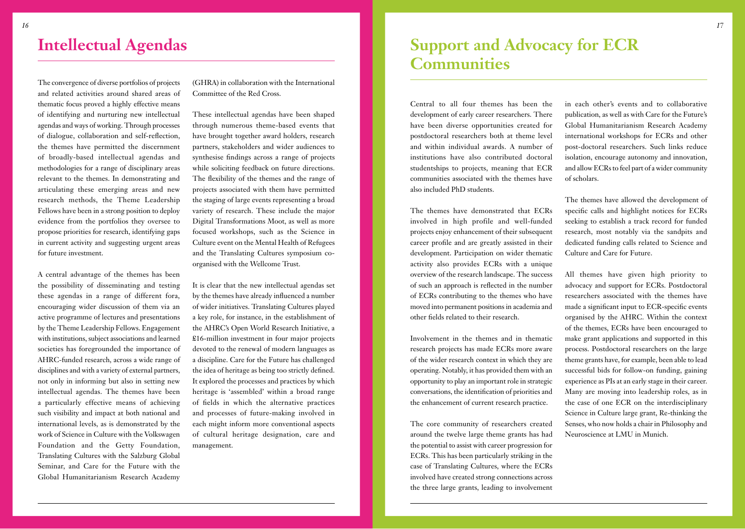# Intellectual Agendas

The convergence of diverse portfolios of projects and related activities around shared areas of thematic focus proved a highly effective means of identifying and nurturing new intellectual agendas and ways of working. Through processes of dialogue, collaboration and self-reflection, the themes have permitted the discernment of broadly-based intellectual agendas and methodologies for a range of disciplinary areas relevant to the themes. In demonstrating and articulating these emerging areas and new research methods, the Theme Leadership Fellows have been in a strong position to deploy evidence from the portfolios they oversee to propose priorities for research, identifying gaps in current activity and suggesting urgent areas for future investment.

A central advantage of the themes has been the possibility of disseminating and testing these agendas in a range of different fora, encouraging wider discussion of them via an active programme of lectures and presentations by the Theme Leadership Fellows. Engagement with institutions, subject associations and learned societies has foregrounded the importance of AHRC-funded research, across a wide range of disciplines and with a variety of external partners, not only in informing but also in setting new intellectual agendas. The themes have been a particularly effective means of achieving such visibility and impact at both national and international levels, as is demonstrated by the work of Science in Culture with the Volkswagen Foundation and the Getty Foundation, Translating Cultures with the Salzburg Global Seminar, and Care for the Future with the Global Humanitarianism Research Academy (GHRA) in collaboration with the International Committee of the Red Cross.

These intellectual agendas have been shaped through numerous theme-based events that have brought together award holders, research partners, stakeholders and wider audiences to synthesise findings across a range of projects while soliciting feedback on future directions. The flexibility of the themes and the range of projects associated with them have permitted the staging of large events representing a broad variety of research. These include the major Digital Transformations Moot, as well as more focused workshops, such as the Science in Culture event on the Mental Health of Refugees and the Translating Cultures symposium co-organised with the Wellcome Trust.

It is clear that the new intellectual agendas set by the themes have already influenced a number of wider initiatives. Translating Cultures played a key role, for instance, in the establishment of the AHRC's Open World Research Initiative, a £16-million investment in four major projects devoted to the renewal of modern languages as a discipline. Care for the Future has challenged the idea of heritage as being too strictly defined. It explored the processes and practices by which heritage is 'assembled' within a broad range of fields in which the alternative practices and processes of future-making involved in each might inform more conventional aspects of cultural heritage designation, care and management.

# Support and Advocacy for ECR Communities

Central to all four themes has been the development of early career researchers. There have been diverse opportunities created for postdoctoral researchers both at theme level and within individual awards. A number of institutions have also contributed doctoral studentships to projects, meaning that ECR communities associated with the themes have also included PhD students.

The themes have demonstrated that ECRs involved in high profile and well-funded projects enjoy enhancement of their subsequent career profile and are greatly assisted in their development. Participation on wider thematic activity also provides ECRs with a unique overview of the research landscape. The success of such an approach is reflected in the number of ECRs contributing to the themes who have moved into permanent positions in academia and other fields related to their research.

Involvement in the themes and in thematic research projects has made ECRs more aware of the wider research context in which they are operating. Notably, it has provided them with an opportunity to play an important role in strategic conversations, the identification of priorities and the enhancement of current research practice.

The core community of researchers created around the twelve large theme grants has had the potential to assist with career progression for ECRs. This has been particularly striking in the case of Translating Cultures, where the ECRs involved have created strong connections across the three large grants, leading to involvement in each other's events and to collaborative publication, as well as with Care for the Future's Global Humanitarianism Research Academy international workshops for ECRs and other post-doctoral researchers. Such links reduce isolation, encourage autonomy and innovation, and allow ECRs to feel part of a wider community of scholars.

The themes have allowed the development of specific calls and highlight notices for ECRs seeking to establish a track record for funded research, most notably via the sandpits and dedicated funding calls related to Science and Culture and Care for Future.

All themes have given high priority to advocacy and support for ECRs. Postdoctoral researchers associated with the themes have made a significant input to ECR-specific events organised by the AHRC. Within the context of the themes, ECRs have been encouraged to make grant applications and supported in this process. Postdoctoral researchers on the large theme grants have, for example, been able to lead successful bids for follow-on funding, gaining experience as PIs at an early stage in their career. Many are moving into leadership roles, as in the case of one ECR on the interdisciplinary Science in Culture large grant, Re-thinking the Senses, who now holds a chair in Philosophy and Neuroscience at LMU in Munich.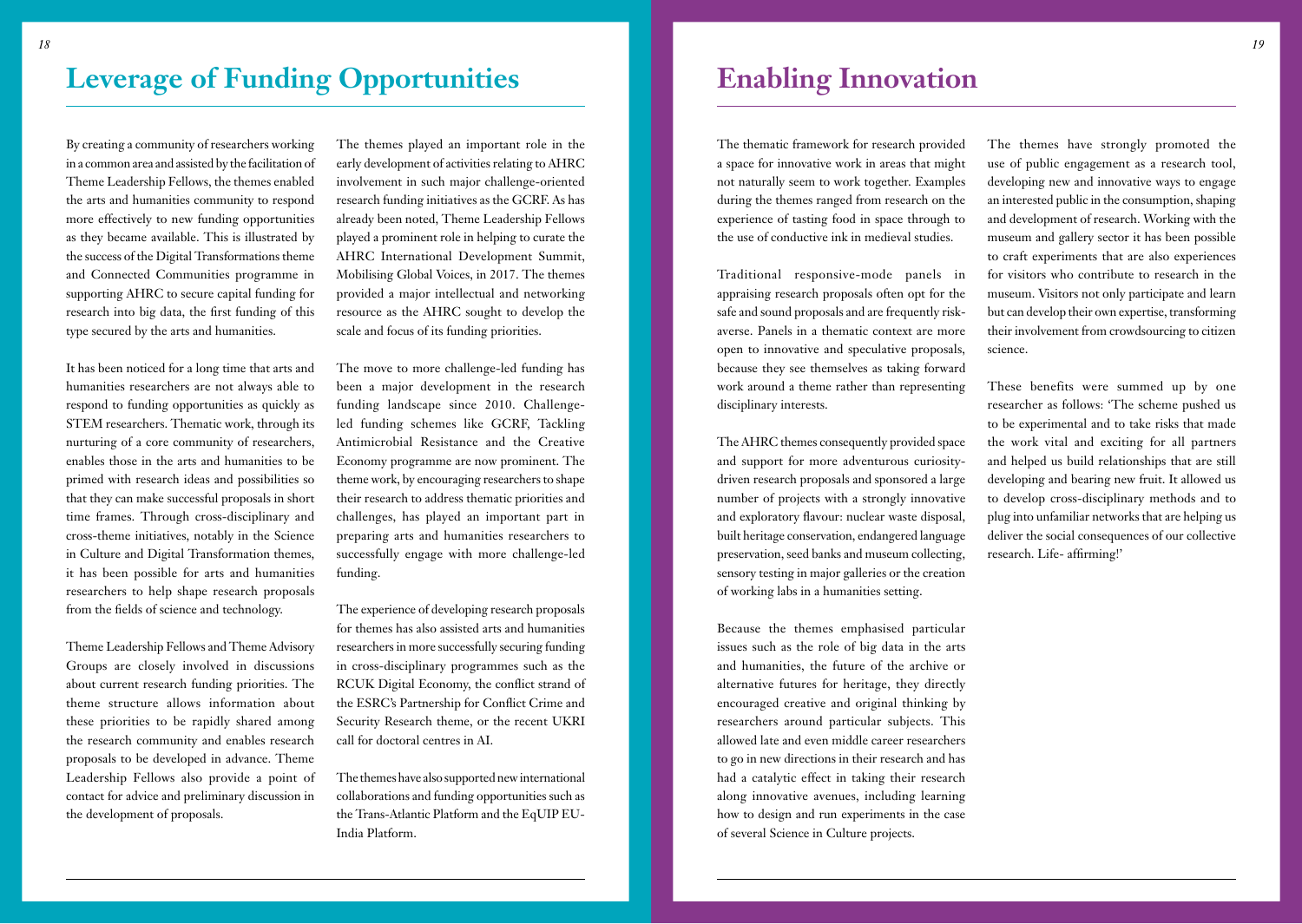# Leverage of Funding Opportunities

By creating a community of researchers working in a common area and assisted by the facilitation of Theme Leadership Fellows, the themes enabled the arts and humanities community to respond more effectively to new funding opportunities as they became available. This is illustrated by the success of the Digital Transformations theme and Connected Communities programme in supporting AHRC to secure capital funding for research into big data, the first funding of this type secured by the arts and humanities.

It has been noticed for a long time that arts and humanities researchers are not always able to respond to funding opportunities as quickly as STEM researchers. Thematic work, through its nurturing of a core community of researchers, enables those in the arts and humanities to be primed with research ideas and possibilities so that they can make successful proposals in short time frames. Through cross-disciplinary and cross-theme initiatives, notably in the Science in Culture and Digital Transformation themes, it has been possible for arts and humanities researchers to help shape research proposals from the fields of science and technology.

Theme Leadership Fellows and Theme Advisory Groups are closely involved in discussions about current research funding priorities. The theme structure allows information about these priorities to be rapidly shared among the research community and enables research proposals to be developed in advance. Theme Leadership Fellows also provide a point of contact for advice and preliminary discussion in the development of proposals.

The themes played an important role in the early development of activities relating to AHRC involvement in such major challenge-oriented research funding initiatives as the GCRF. As has already been noted, Theme Leadership Fellows played a prominent role in helping to curate the AHRC International Development Summit, Mobilising Global Voices, in 2017. The themes provided a major intellectual and networking resource as the AHRC sought to develop the scale and focus of its funding priorities.

The move to more challenge-led funding has been a major development in the research funding landscape since 2010. Challenge-led funding schemes like GCRF, Tackling Antimicrobial Resistance and the Creative Economy programme are now prominent. The theme work, by encouraging researchers to shape their research to address thematic priorities and challenges, has played an important part in preparing arts and humanities researchers to successfully engage with more challenge-led funding.

The experience of developing research proposals for themes has also assisted arts and humanities researchers in more successfully securing funding in cross-disciplinary programmes such as the RCUK Digital Economy, the conflict strand of the ESRC's Partnership for Conflict Crime and Security Research theme, or the recent UKRI call for doctoral centres in AI.

The themes have also supported new international collaborations and funding opportunities such as the Trans-Atlantic Platform and the EqUIP EU-India Platform.

# Enabling Innovation

The thematic framework for research provided a space for innovative work in areas that might not naturally seem to work together. Examples during the themes ranged from research on the experience of tasting food in space through to the use of conductive ink in medieval studies.

Traditional responsive-mode panels in appraising research proposals often opt for the safe and sound proposals and are frequently risk-averse. Panels in a thematic context are more open to innovative and speculative proposals, because they see themselves as taking forward work around a theme rather than representing disciplinary interests.

The AHRC themes consequently provided space and support for more adventurous curiosity-driven research proposals and sponsored a large number of projects with a strongly innovative and exploratory flavour: nuclear waste disposal, built heritage conservation, endangered language preservation, seed banks and museum collecting, sensory testing in major galleries or the creation of working labs in a humanities setting.

Because the themes emphasised particular issues such as the role of big data in the arts and humanities, the future of the archive or alternative futures for heritage, they directly encouraged creative and original thinking by researchers around particular subjects. This allowed late and even middle career researchers to go in new directions in their research and has had a catalytic effect in taking their research along innovative avenues, including learning how to design and run experiments in the case of several Science in Culture projects.

The themes have strongly promoted the use of public engagement as a research tool, developing new and innovative ways to engage an interested public in the consumption, shaping and development of research. Working with the museum and gallery sector it has been possible to craft experiments that are also experiences for visitors who contribute to research in the museum. Visitors not only participate and learn but can develop their own expertise, transforming their involvement from crowdsourcing to citizen science.

These benefits were summed up by one researcher as follows: 'The scheme pushed us to be experimental and to take risks that made the work vital and exciting for all partners and helped us build relationships that are still developing and bearing new fruit. It allowed us to develop cross-disciplinary methods and to plug into unfamiliar networks that are helping us deliver the social consequences of our collective research. Life- affirming!'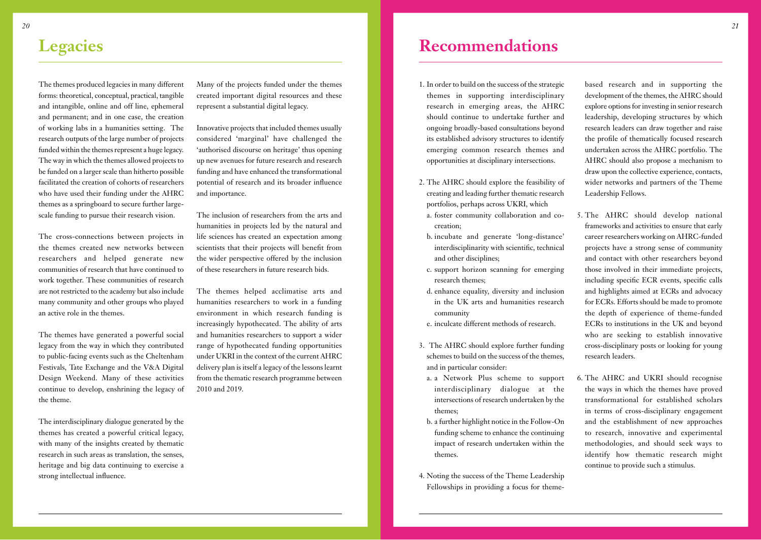# Legacies

The themes produced legacies in many different forms: theoretical, conceptual, practical, tangible and intangible, online and off line, ephemeral and permanent; and in one case, the creation of working labs in a humanities setting. The research outputs of the large number of projects funded within the themes represent a huge legacy. The way in which the themes allowed projects to be funded on a larger scale than hitherto possible facilitated the creation of cohorts of researchers who have used their funding under the AHRC themes as a springboard to secure further large-scale funding to pursue their research vision.

The cross-connections between projects in the themes created new networks between researchers and helped generate new communities of research that have continued to work together. These communities of research are not restricted to the academy but also include many community and other groups who played an active role in the themes.

The themes have generated a powerful social legacy from the way in which they contributed to public-facing events such as the Cheltenham Festivals, Tate Exchange and the V&A Digital Design Weekend. Many of these activities continue to develop, enshrining the legacy of the theme.

The interdisciplinary dialogue generated by the themes has created a powerful critical legacy, with many of the insights created by thematic research in such areas as translation, the senses, heritage and big data continuing to exercise a strong intellectual influence.

Many of the projects funded under the themes created important digital resources and these represent a substantial digital legacy.

Innovative projects that included themes usually considered 'marginal' have challenged the 'authorised discourse on heritage' thus opening up new avenues for future research and research funding and have enhanced the transformational potential of research and its broader influence and importance.

The inclusion of researchers from the arts and humanities in projects led by the natural and life sciences has created an expectation among scientists that their projects will benefit from the wider perspective offered by the inclusion of these researchers in future research bids.

The themes helped acclimatise arts and humanities researchers to work in a funding environment in which research funding is increasingly hypothecated. The ability of arts and humanities researchers to support a wider range of hypothecated funding opportunities under UKRI in the context of the current AHRC delivery plan is itself a legacy of the lessons learnt from the thematic research programme between 2010 and 2019.

# Recommendations

1. In order to build on the success of the strategic themes in supporting interdisciplinary research in emerging areas, the AHRC should continue to undertake further and ongoing broadly-based consultations beyond its established advisory structures to identify emerging common research themes and opportunities at disciplinary intersections.

2. The AHRC should explore the feasibility of creating and leading further thematic research portfolios, perhaps across UKRI, which
   a. foster community collaboration and co-creation;
   b. incubate and generate 'long-distance' interdisciplinarity with scientific, technical and other disciplines;
   c. support horizon scanning for emerging research themes;
   d. enhance equality, diversity and inclusion in the UK arts and humanities research community
   e. inculcate different methods of research.

3. The AHRC should explore further funding schemes to build on the success of the themes, and in particular consider:
   a. a Network Plus scheme to support interdisciplinary dialogue at the intersections of research undertaken by the themes;
   b. a further highlight notice in the Follow-On funding scheme to enhance the continuing impact of research undertaken within the themes.

4. Noting the success of the Theme Leadership Fellowships in providing a focus for theme-based research and in supporting the development of the themes, the AHRC should explore options for investing in senior research leadership, developing structures by which research leaders can draw together and raise the profile of thematically focused research undertaken across the AHRC portfolio. The AHRC should also propose a mechanism to draw upon the collective experience, contacts, wider networks and partners of the Theme Leadership Fellows.

5. The AHRC should develop national frameworks and activities to ensure that early career researchers working on AHRC-funded projects have a strong sense of community and contact with other researchers beyond those involved in their immediate projects, including specific ECR events, specific calls and highlights aimed at ECRs and advocacy for ECRs. Efforts should be made to promote the depth of experience of theme-funded ECRs to institutions in the UK and beyond who are seeking to establish innovative cross-disciplinary posts or looking for young research leaders.

6. The AHRC and UKRI should recognise the ways in which the themes have proved transformational for established scholars in terms of cross-disciplinary engagement and the establishment of new approaches to research, innovative and experimental methodologies, and should seek ways to identify how thematic research might continue to provide such a stimulus.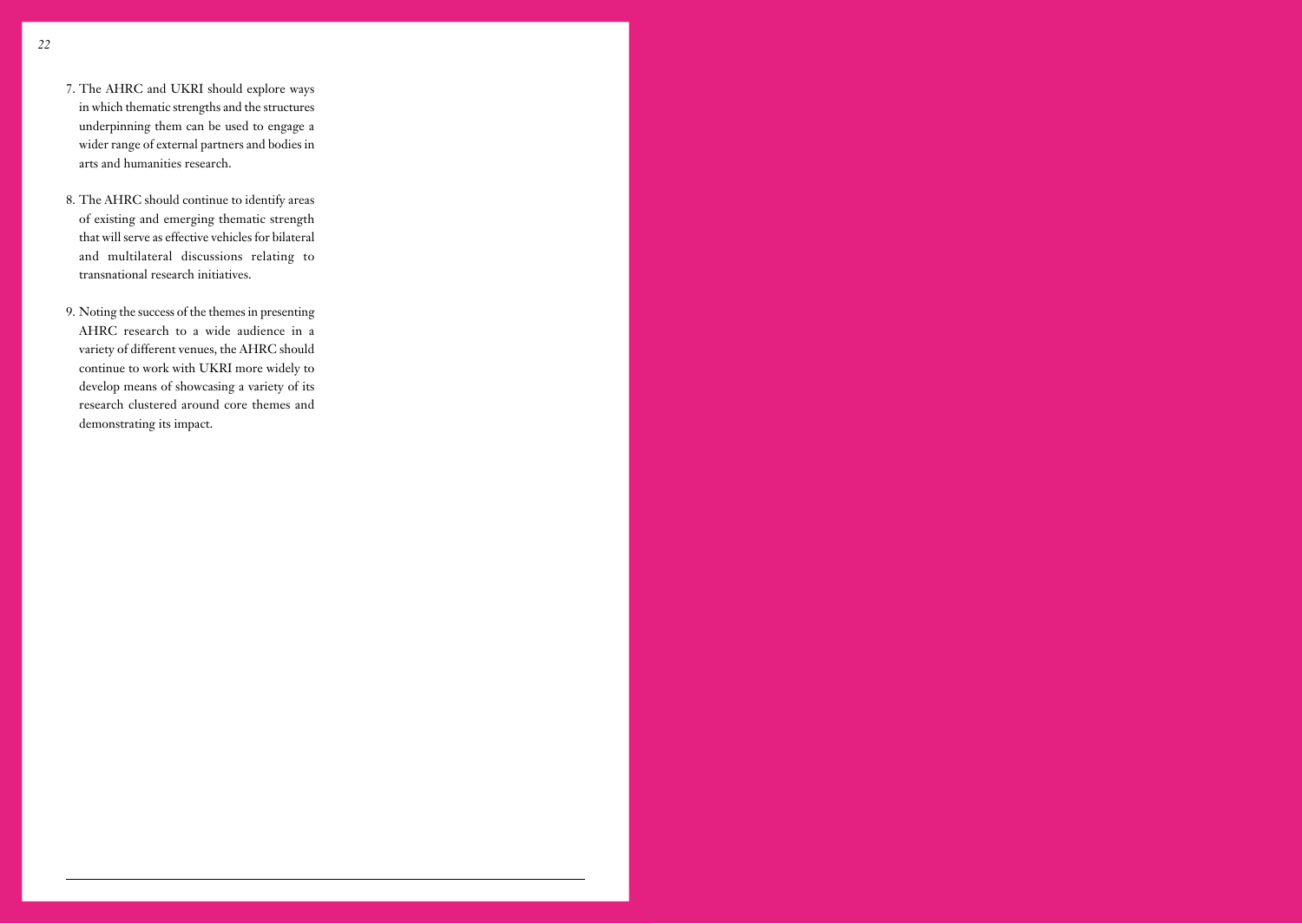7. The AHRC and UKRI should explore ways in which thematic strengths and the structures underpinning them can be used to engage a wider range of external partners and bodies in arts and humanities research.

8. The AHRC should continue to identify areas of existing and emerging thematic strength that will serve as effective vehicles for bilateral and multilateral discussions relating to transnational research initiatives.

9. Noting the success of the themes in presenting AHRC research to a wide audience in a variety of different venues, the AHRC should continue to work with UKRI more widely to develop means of showcasing a variety of its research clustered around core themes and demonstrating its impact.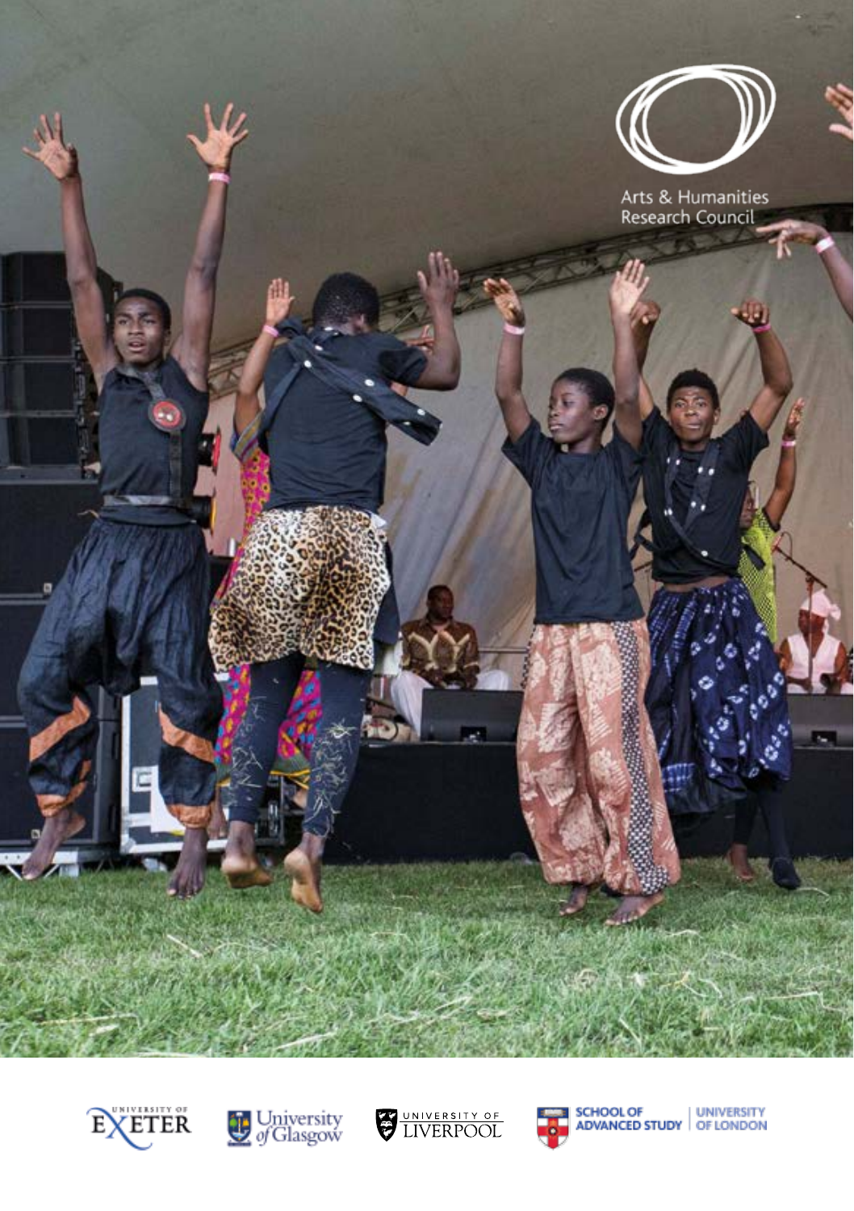Arts & Humanities Research Council

UNIVERSITY OF EXETER

University of Glasgow

UNIVERSITY OF LIVERPOOL

SCHOOL OF ADVANCED STUDY | UNIVERSITY OF LONDON